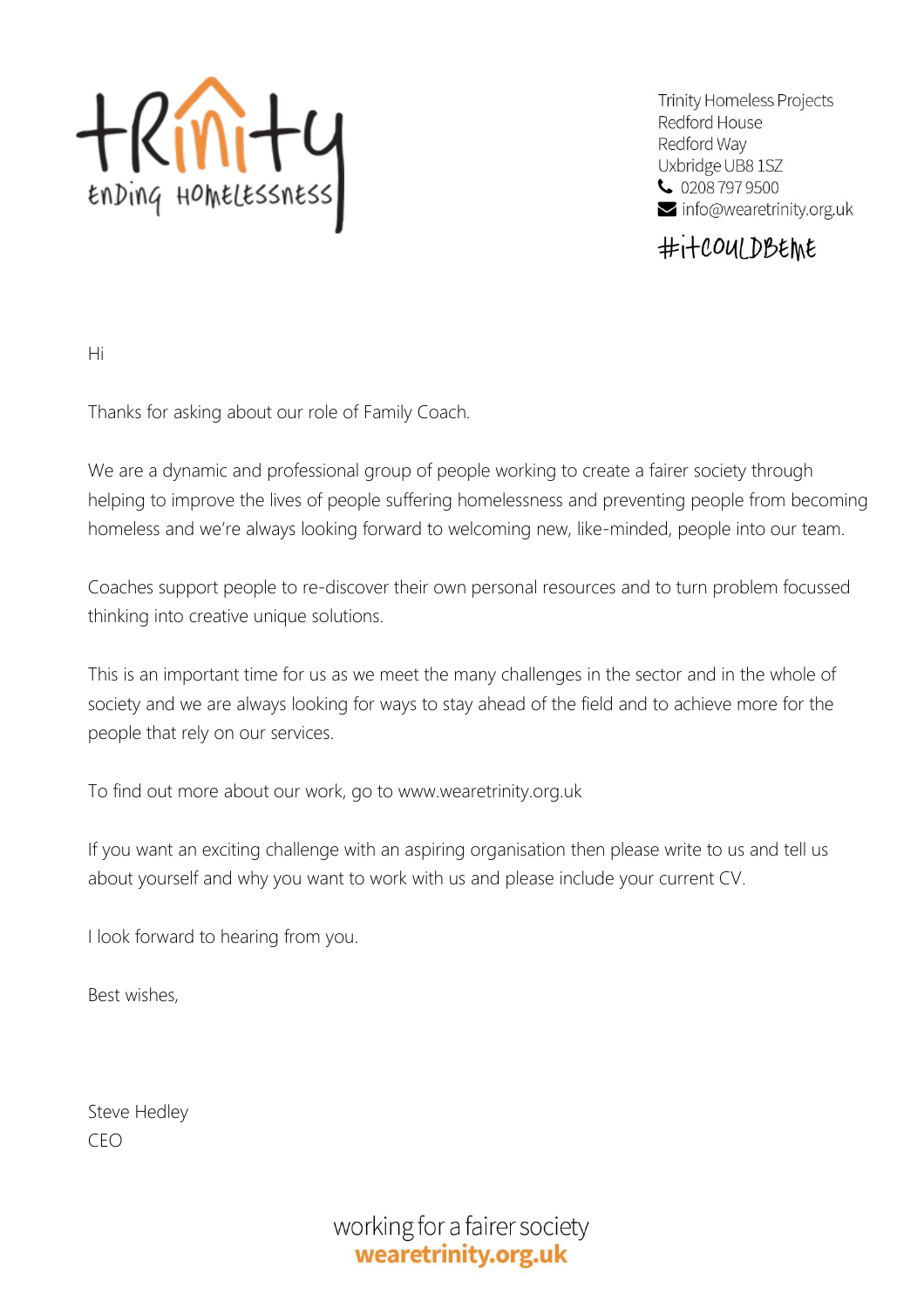tRinity
ENDING HOMELESSNESS

Trinity Homeless Projects
Redford House
Redford Way
Uxbridge UB8 1SZ
0208 797 9500
info@wearetrinity.org.uk

#itCOULDBEME

Hi

Thanks for asking about our role of Family Coach.

We are a dynamic and professional group of people working to create a fairer society through helping to improve the lives of people suffering homelessness and preventing people from becoming homeless and we're always looking forward to welcoming new, like-minded, people into our team.

Coaches support people to re-discover their own personal resources and to turn problem focussed thinking into creative unique solutions.

This is an important time for us as we meet the many challenges in the sector and in the whole of society and we are always looking for ways to stay ahead of the field and to achieve more for the people that rely on our services.

To find out more about our work, go to www.wearetrinity.org.uk

If you want an exciting challenge with an aspiring organisation then please write to us and tell us about yourself and why you want to work with us and please include your current CV.

I look forward to hearing from you.

Best wishes,

Steve Hedley
CEO

working for a fairer society
**wearetrinity.org.uk**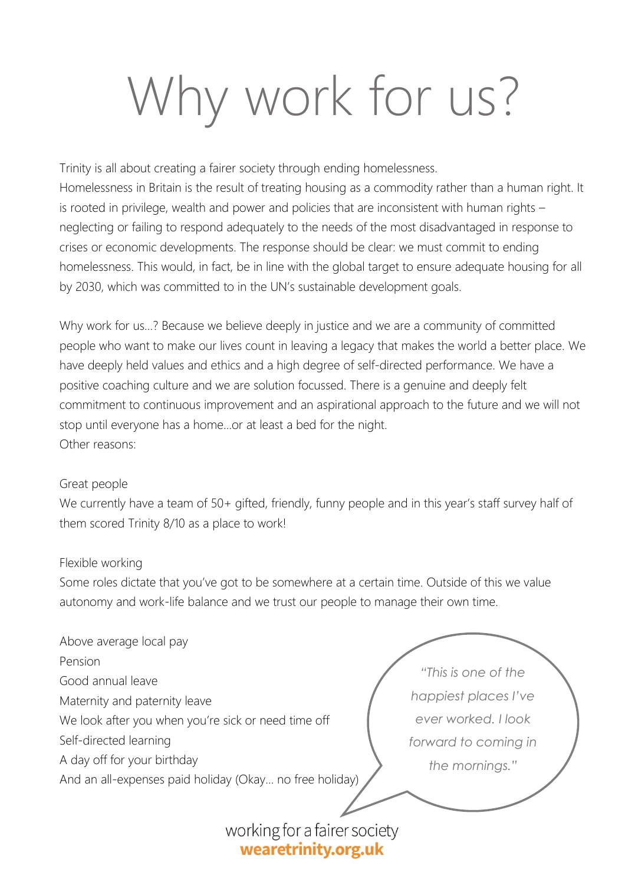# Why work for us?

Trinity is all about creating a fairer society through ending homelessness.
Homelessness in Britain is the result of treating housing as a commodity rather than a human right. It is rooted in privilege, wealth and power and policies that are inconsistent with human rights – neglecting or failing to respond adequately to the needs of the most disadvantaged in response to crises or economic developments. The response should be clear: we must commit to ending homelessness. This would, in fact, be in line with the global target to ensure adequate housing for all by 2030, which was committed to in the UN's sustainable development goals.

Why work for us…? Because we believe deeply in justice and we are a community of committed people who want to make our lives count in leaving a legacy that makes the world a better place. We have deeply held values and ethics and a high degree of self-directed performance. We have a positive coaching culture and we are solution focussed. There is a genuine and deeply felt commitment to continuous improvement and an aspirational approach to the future and we will not stop until everyone has a home…or at least a bed for the night.
Other reasons:

Great people
We currently have a team of 50+ gifted, friendly, funny people and in this year's staff survey half of them scored Trinity 8/10 as a place to work!

Flexible working
Some roles dictate that you've got to be somewhere at a certain time. Outside of this we value autonomy and work-life balance and we trust our people to manage their own time.

Above average local pay
Pension
Good annual leave
Maternity and paternity leave
We look after you when you're sick or need time off
Self-directed learning
A day off for your birthday
And an all-expenses paid holiday (Okay… no free holiday)

*"This is one of the happiest places I've ever worked. I look forward to coming in the mornings."*

working for a fairer society
**wearetrinity.org.uk**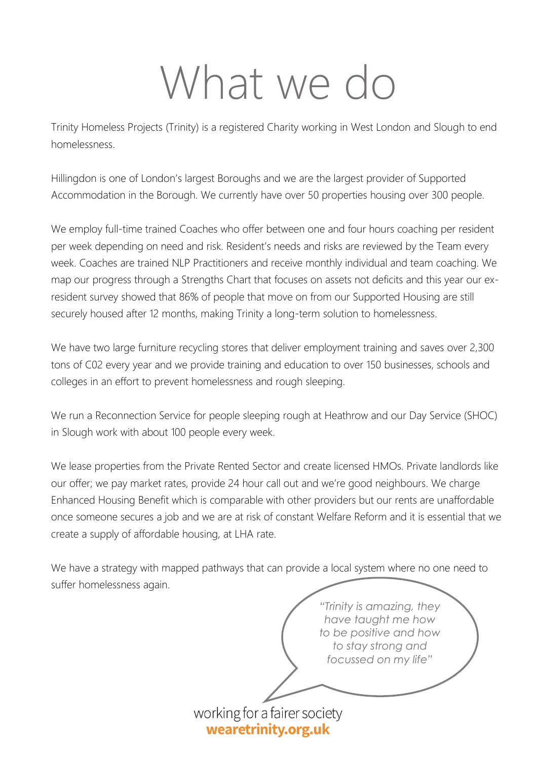# What we do

Trinity Homeless Projects (Trinity) is a registered Charity working in West London and Slough to end homelessness.

Hillingdon is one of London's largest Boroughs and we are the largest provider of Supported Accommodation in the Borough. We currently have over 50 properties housing over 300 people.

We employ full-time trained Coaches who offer between one and four hours coaching per resident per week depending on need and risk. Resident's needs and risks are reviewed by the Team every week. Coaches are trained NLP Practitioners and receive monthly individual and team coaching. We map our progress through a Strengths Chart that focuses on assets not deficits and this year our ex-resident survey showed that 86% of people that move on from our Supported Housing are still securely housed after 12 months, making Trinity a long-term solution to homelessness.

We have two large furniture recycling stores that deliver employment training and saves over 2,300 tons of C02 every year and we provide training and education to over 150 businesses, schools and colleges in an effort to prevent homelessness and rough sleeping.

We run a Reconnection Service for people sleeping rough at Heathrow and our Day Service (SHOC) in Slough work with about 100 people every week.

We lease properties from the Private Rented Sector and create licensed HMOs. Private landlords like our offer; we pay market rates, provide 24 hour call out and we're good neighbours. We charge Enhanced Housing Benefit which is comparable with other providers but our rents are unaffordable once someone secures a job and we are at risk of constant Welfare Reform and it is essential that we create a supply of affordable housing, at LHA rate.

We have a strategy with mapped pathways that can provide a local system where no one need to suffer homelessness again.

*"Trinity is amazing, they have taught me how to be positive and how to stay strong and focussed on my life"*

working for a fairer society
**wearetrinity.org.uk**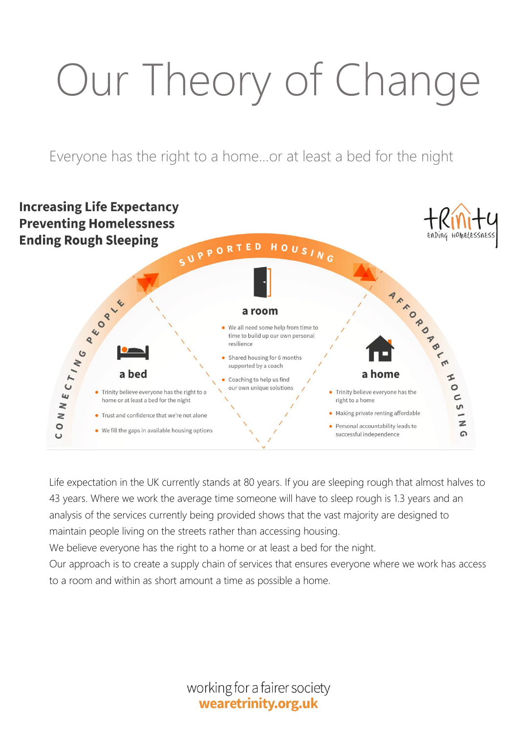# Our Theory of Change

Everyone has the right to a home…or at least a bed for the night

**Increasing Life Expectancy**
**Preventing Homelessness**
**Ending Rough Sleeping**

trinity ending homelessness

CONNECTING PEOPLE — SUPPORTED HOUSING — AFFORDABLE HOUSING

### a bed

- Trinity believe everyone has the right to a home or at least a bed for the night
- Trust and confidence that we're not alone
- We fill the gaps in available housing options

### a room

- We all need some help from time to time to build up our own personal resilience
- Shared housing for 6 months supported by a coach
- Coaching to help us find our own unique solutions

### a home

- Trinity believe everyone has the right to a home
- Making private renting affordable
- Personal accountability leads to successful independence

Life expectation in the UK currently stands at 80 years. If you are sleeping rough that almost halves to 43 years. Where we work the average time someone will have to sleep rough is 1.3 years and an analysis of the services currently being provided shows that the vast majority are designed to maintain people living on the streets rather than accessing housing.

We believe everyone has the right to a home or at least a bed for the night.

Our approach is to create a supply chain of services that ensures everyone where we work has access to a room and within as short amount a time as possible a home.

working for a fairer society
**wearetrinity.org.uk**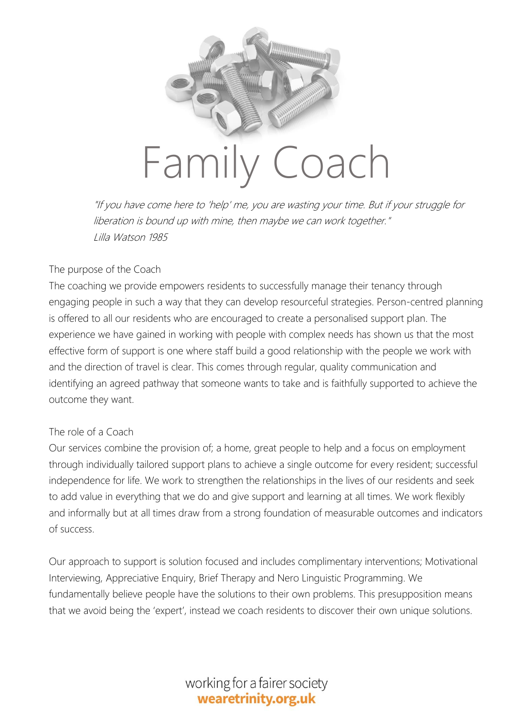# Family Coach

*"If you have come here to 'help' me, you are wasting your time. But if your struggle for liberation is bound up with mine, then maybe we can work together."*
*Lilla Watson 1985*

## The purpose of the Coach

The coaching we provide empowers residents to successfully manage their tenancy through engaging people in such a way that they can develop resourceful strategies. Person-centred planning is offered to all our residents who are encouraged to create a personalised support plan. The experience we have gained in working with people with complex needs has shown us that the most effective form of support is one where staff build a good relationship with the people we work with and the direction of travel is clear. This comes through regular, quality communication and identifying an agreed pathway that someone wants to take and is faithfully supported to achieve the outcome they want.

## The role of a Coach

Our services combine the provision of; a home, great people to help and a focus on employment through individually tailored support plans to achieve a single outcome for every resident; successful independence for life. We work to strengthen the relationships in the lives of our residents and seek to add value in everything that we do and give support and learning at all times. We work flexibly and informally but at all times draw from a strong foundation of measurable outcomes and indicators of success.

Our approach to support is solution focused and includes complimentary interventions; Motivational Interviewing, Appreciative Enquiry, Brief Therapy and Nero Linguistic Programming. We fundamentally believe people have the solutions to their own problems. This presupposition means that we avoid being the 'expert', instead we coach residents to discover their own unique solutions.

working for a fairer society
**wearetrinity.org.uk**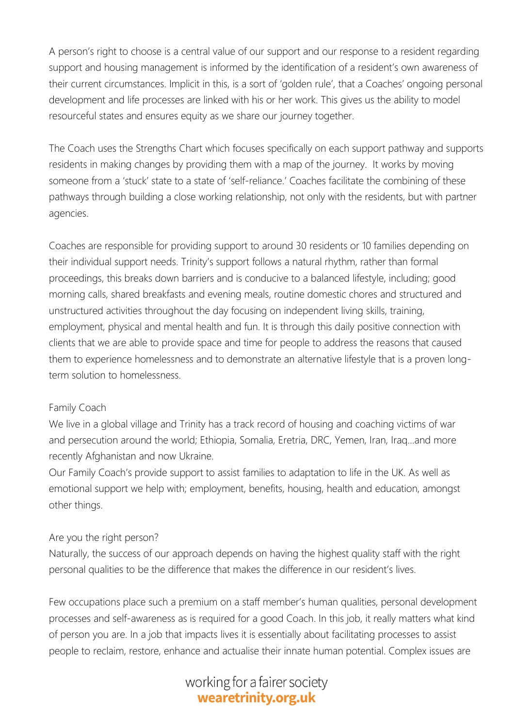A person's right to choose is a central value of our support and our response to a resident regarding support and housing management is informed by the identification of a resident's own awareness of their current circumstances. Implicit in this, is a sort of 'golden rule', that a Coaches' ongoing personal development and life processes are linked with his or her work. This gives us the ability to model resourceful states and ensures equity as we share our journey together.

The Coach uses the Strengths Chart which focuses specifically on each support pathway and supports residents in making changes by providing them with a map of the journey. It works by moving someone from a 'stuck' state to a state of 'self-reliance.' Coaches facilitate the combining of these pathways through building a close working relationship, not only with the residents, but with partner agencies.

Coaches are responsible for providing support to around 30 residents or 10 families depending on their individual support needs. Trinity's support follows a natural rhythm, rather than formal proceedings, this breaks down barriers and is conducive to a balanced lifestyle, including; good morning calls, shared breakfasts and evening meals, routine domestic chores and structured and unstructured activities throughout the day focusing on independent living skills, training, employment, physical and mental health and fun. It is through this daily positive connection with clients that we are able to provide space and time for people to address the reasons that caused them to experience homelessness and to demonstrate an alternative lifestyle that is a proven long-term solution to homelessness.

### Family Coach

We live in a global village and Trinity has a track record of housing and coaching victims of war and persecution around the world; Ethiopia, Somalia, Eretria, DRC, Yemen, Iran, Iraq…and more recently Afghanistan and now Ukraine.

Our Family Coach's provide support to assist families to adaptation to life in the UK. As well as emotional support we help with; employment, benefits, housing, health and education, amongst other things.

### Are you the right person?

Naturally, the success of our approach depends on having the highest quality staff with the right personal qualities to be the difference that makes the difference in our resident's lives.

Few occupations place such a premium on a staff member's human qualities, personal development processes and self-awareness as is required for a good Coach. In this job, it really matters what kind of person you are. In a job that impacts lives it is essentially about facilitating processes to assist people to reclaim, restore, enhance and actualise their innate human potential. Complex issues are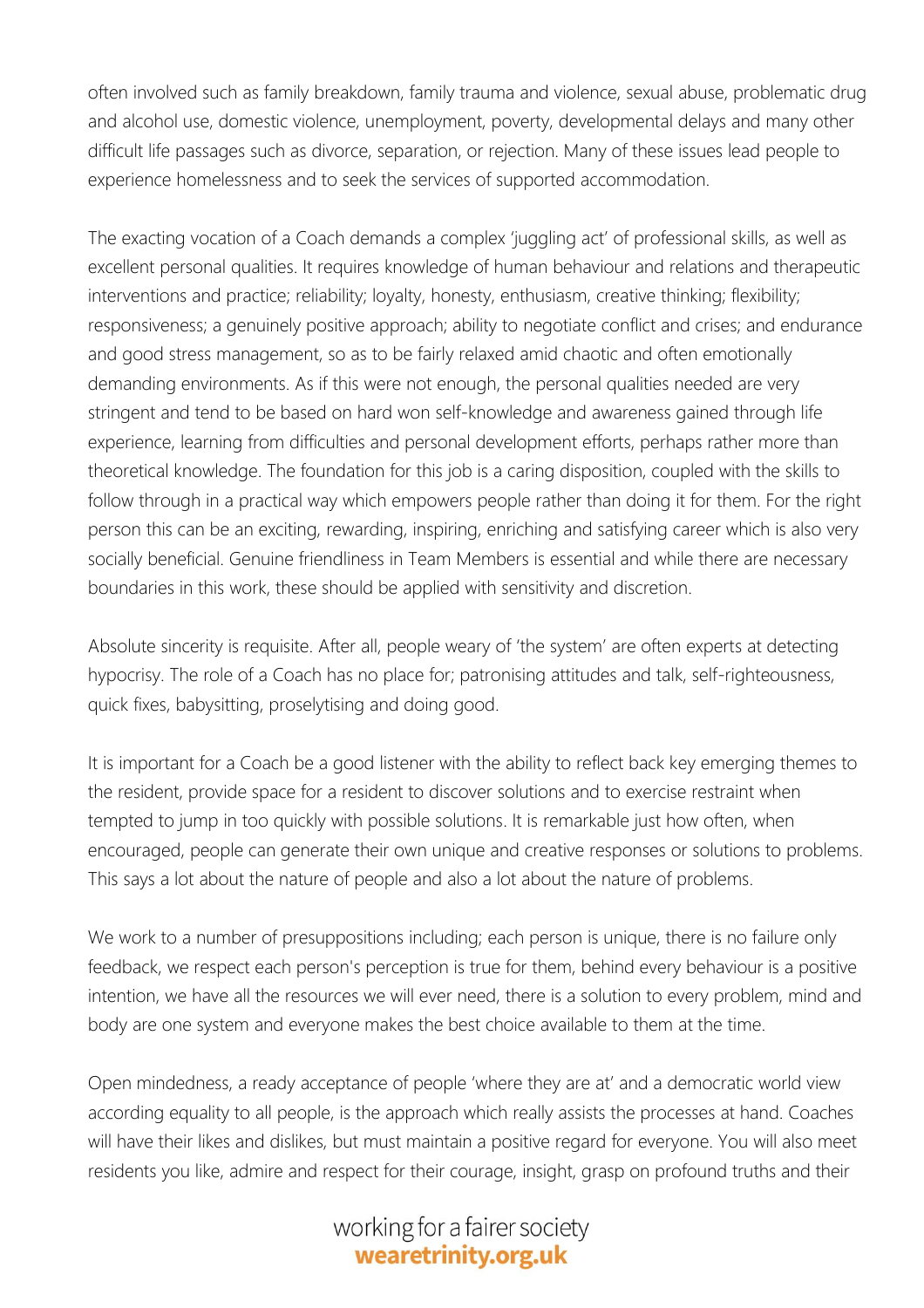often involved such as family breakdown, family trauma and violence, sexual abuse, problematic drug and alcohol use, domestic violence, unemployment, poverty, developmental delays and many other difficult life passages such as divorce, separation, or rejection. Many of these issues lead people to experience homelessness and to seek the services of supported accommodation.

The exacting vocation of a Coach demands a complex 'juggling act' of professional skills, as well as excellent personal qualities. It requires knowledge of human behaviour and relations and therapeutic interventions and practice; reliability; loyalty, honesty, enthusiasm, creative thinking; flexibility; responsiveness; a genuinely positive approach; ability to negotiate conflict and crises; and endurance and good stress management, so as to be fairly relaxed amid chaotic and often emotionally demanding environments. As if this were not enough, the personal qualities needed are very stringent and tend to be based on hard won self-knowledge and awareness gained through life experience, learning from difficulties and personal development efforts, perhaps rather more than theoretical knowledge. The foundation for this job is a caring disposition, coupled with the skills to follow through in a practical way which empowers people rather than doing it for them. For the right person this can be an exciting, rewarding, inspiring, enriching and satisfying career which is also very socially beneficial. Genuine friendliness in Team Members is essential and while there are necessary boundaries in this work, these should be applied with sensitivity and discretion.

Absolute sincerity is requisite. After all, people weary of 'the system' are often experts at detecting hypocrisy. The role of a Coach has no place for; patronising attitudes and talk, self-righteousness, quick fixes, babysitting, proselytising and doing good.

It is important for a Coach be a good listener with the ability to reflect back key emerging themes to the resident, provide space for a resident to discover solutions and to exercise restraint when tempted to jump in too quickly with possible solutions. It is remarkable just how often, when encouraged, people can generate their own unique and creative responses or solutions to problems. This says a lot about the nature of people and also a lot about the nature of problems.

We work to a number of presuppositions including; each person is unique, there is no failure only feedback, we respect each person's perception is true for them, behind every behaviour is a positive intention, we have all the resources we will ever need, there is a solution to every problem, mind and body are one system and everyone makes the best choice available to them at the time.

Open mindedness, a ready acceptance of people 'where they are at' and a democratic world view according equality to all people, is the approach which really assists the processes at hand. Coaches will have their likes and dislikes, but must maintain a positive regard for everyone. You will also meet residents you like, admire and respect for their courage, insight, grasp on profound truths and their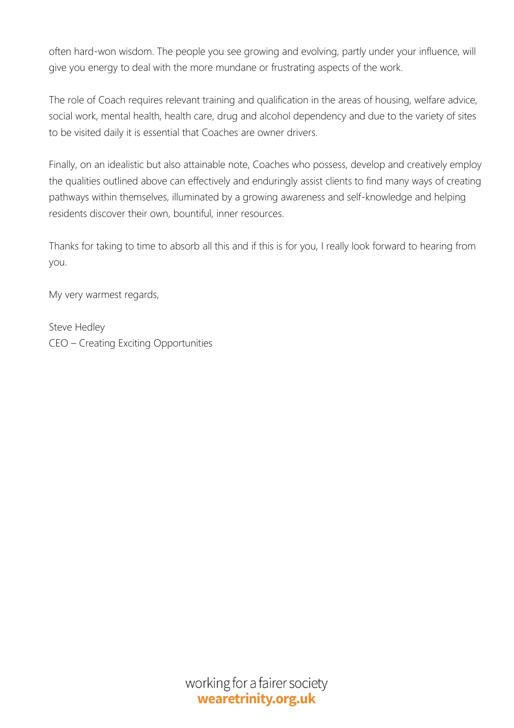often hard-won wisdom. The people you see growing and evolving, partly under your influence, will give you energy to deal with the more mundane or frustrating aspects of the work.

The role of Coach requires relevant training and qualification in the areas of housing, welfare advice, social work, mental health, health care, drug and alcohol dependency and due to the variety of sites to be visited daily it is essential that Coaches are owner drivers.

Finally, on an idealistic but also attainable note, Coaches who possess, develop and creatively employ the qualities outlined above can effectively and enduringly assist clients to find many ways of creating pathways within themselves, illuminated by a growing awareness and self-knowledge and helping residents discover their own, bountiful, inner resources.

Thanks for taking to time to absorb all this and if this is for you, I really look forward to hearing from you.

My very warmest regards,

Steve Hedley  
CEO – Creating Exciting Opportunities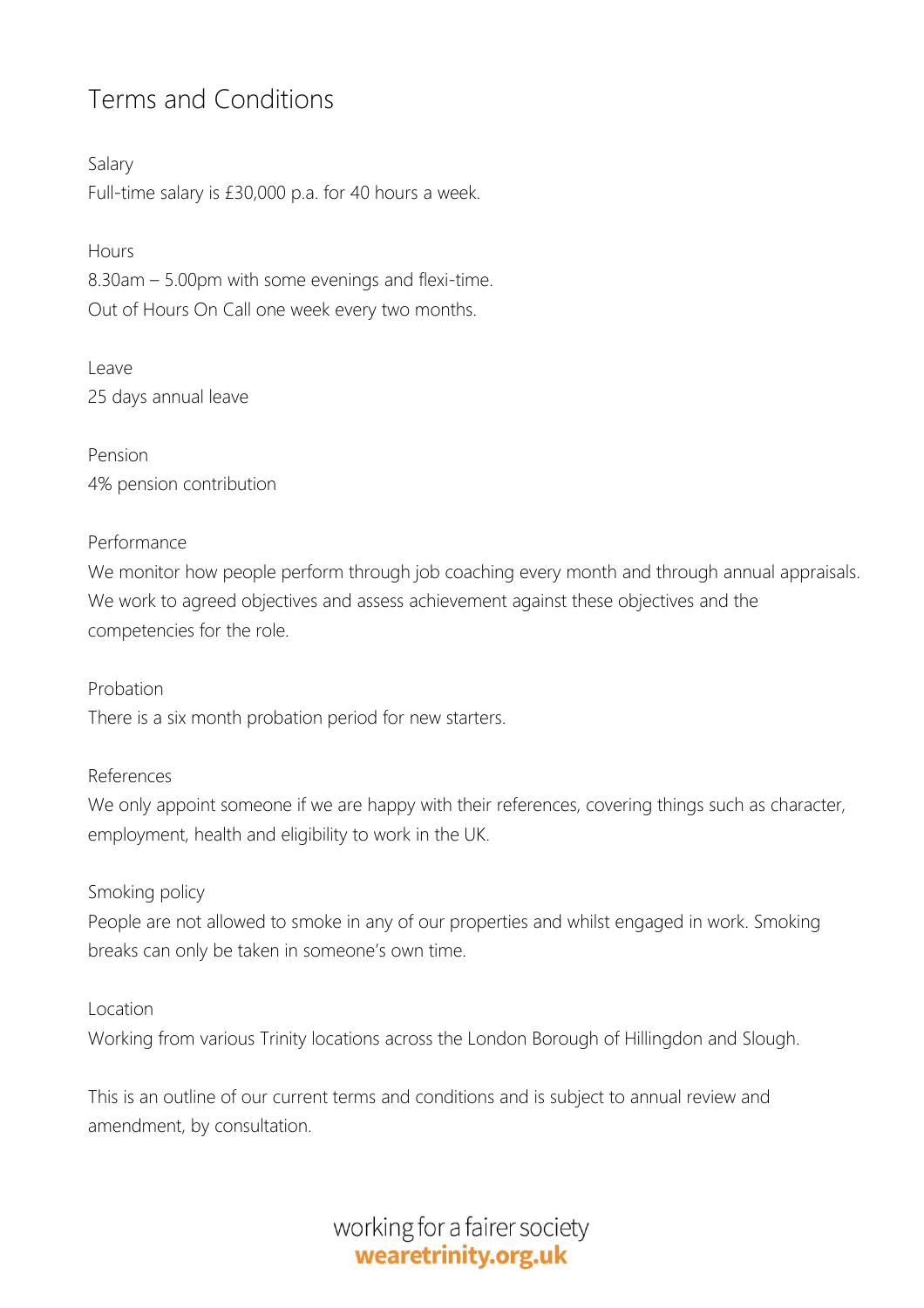# Terms and Conditions

### Salary

Full-time salary is £30,000 p.a. for 40 hours a week.

### Hours

8.30am – 5.00pm with some evenings and flexi-time.
Out of Hours On Call one week every two months.

### Leave

25 days annual leave

### Pension

4% pension contribution

### Performance

We monitor how people perform through job coaching every month and through annual appraisals. We work to agreed objectives and assess achievement against these objectives and the competencies for the role.

### Probation

There is a six month probation period for new starters.

### References

We only appoint someone if we are happy with their references, covering things such as character, employment, health and eligibility to work in the UK.

### Smoking policy

People are not allowed to smoke in any of our properties and whilst engaged in work. Smoking breaks can only be taken in someone's own time.

### Location

Working from various Trinity locations across the London Borough of Hillingdon and Slough.

This is an outline of our current terms and conditions and is subject to annual review and amendment, by consultation.

working for a fairer society
**wearetrinity.org.uk**